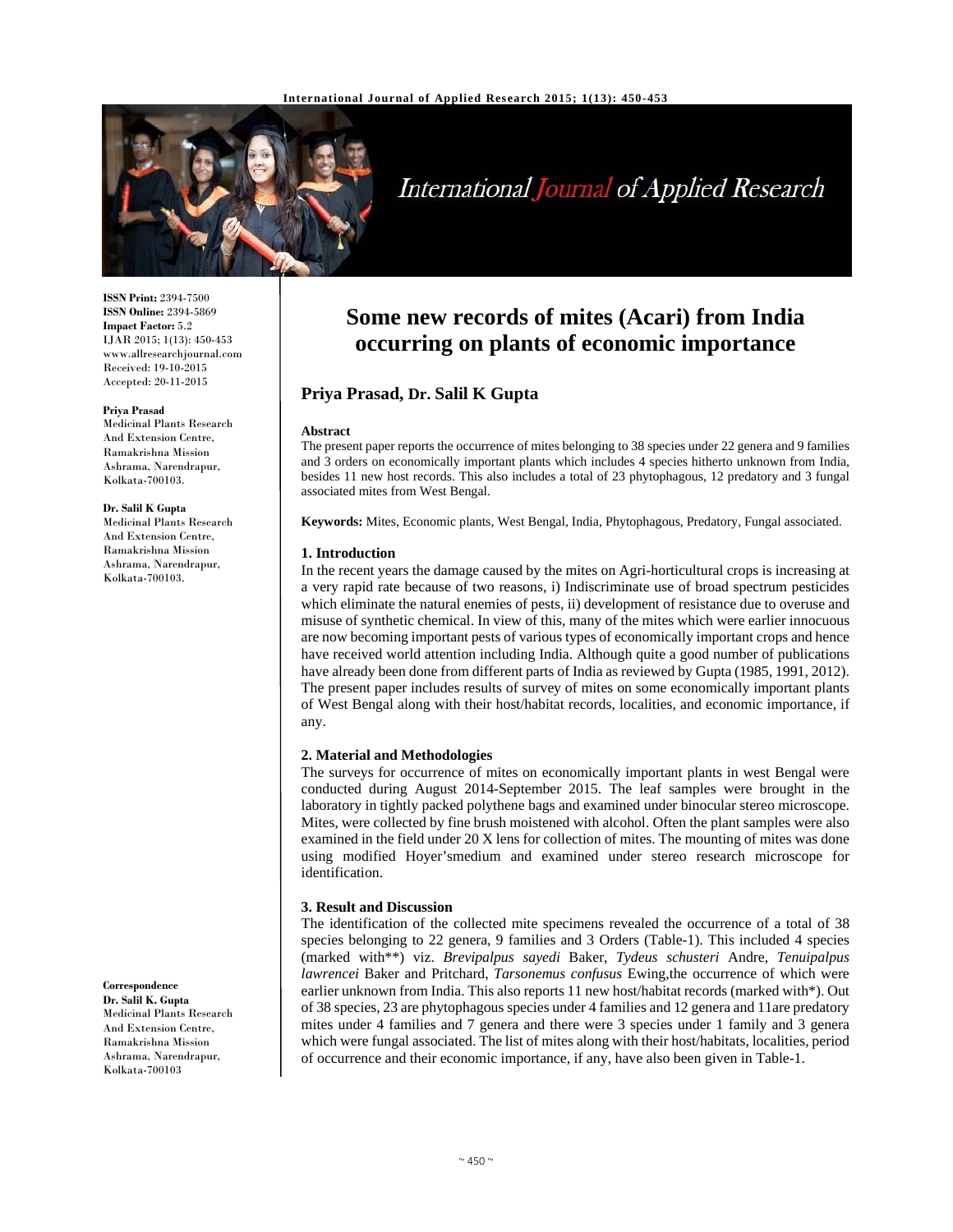# Some new records of mites (Acari) from India occurring on plants of economic importance

**Priya Prasad, Dr. Salil K Gupta**

**ISSN Print:** 2394-7500
**ISSN Online:** 2394-5869
**Impact Factor:** 5.2
IJAR 2015; 1(13): 450-453
www.allresearchjournal.com
Received: 19-10-2015
Accepted: 20-11-2015

**Priya Prasad**
Medicinal Plants Research And Extension Centre, Ramakrishna Mission Ashrama, Narendrapur, Kolkata-700103.

**Dr. Salil K Gupta**
Medicinal Plants Research And Extension Centre, Ramakrishna Mission Ashrama, Narendrapur, Kolkata-700103.

**Correspondence**
**Dr. Salil K. Gupta**
Medicinal Plants Research And Extension Centre, Ramakrishna Mission Ashrama, Narendrapur, Kolkata-700103

**Abstract**

The present paper reports the occurrence of mites belonging to 38 species under 22 genera and 9 families and 3 orders on economically important plants which includes 4 species hitherto unknown from India, besides 11 new host records. This also includes a total of 23 phytophagous, 12 predatory and 3 fungal associated mites from West Bengal.

**Keywords:** Mites, Economic plants, West Bengal, India, Phytophagous, Predatory, Fungal associated.

## 1. Introduction

In the recent years the damage caused by the mites on Agri-horticultural crops is increasing at a very rapid rate because of two reasons, i) Indiscriminate use of broad spectrum pesticides which eliminate the natural enemies of pests, ii) development of resistance due to overuse and misuse of synthetic chemical. In view of this, many of the mites which were earlier innocuous are now becoming important pests of various types of economically important crops and hence have received world attention including India. Although quite a good number of publications have already been done from different parts of India as reviewed by Gupta (1985, 1991, 2012). The present paper includes results of survey of mites on some economically important plants of West Bengal along with their host/habitat records, localities, and economic importance, if any.

## 2. Material and Methodologies

The surveys for occurrence of mites on economically important plants in west Bengal were conducted during August 2014-September 2015. The leaf samples were brought in the laboratory in tightly packed polythene bags and examined under binocular stereo microscope. Mites, were collected by fine brush moistened with alcohol. Often the plant samples were also examined in the field under 20 X lens for collection of mites. The mounting of mites was done using modified Hoyer'smedium and examined under stereo research microscope for identification.

## 3. Result and Discussion

The identification of the collected mite specimens revealed the occurrence of a total of 38 species belonging to 22 genera, 9 families and 3 Orders (Table-1). This included 4 species (marked with**) viz. *Brevipalpus sayedi* Baker, *Tydeus schusteri* Andre, *Tenuipalpus lawrencei* Baker and Pritchard, *Tarsonemus confusus* Ewing,the occurrence of which were earlier unknown from India. This also reports 11 new host/habitat records (marked with*). Out of 38 species, 23 are phytophagous species under 4 families and 12 genera and 11are predatory mites under 4 families and 7 genera and there were 3 species under 1 family and 3 genera which were fungal associated. The list of mites along with their host/habitats, localities, period of occurrence and their economic importance, if any, have also been given in Table-1.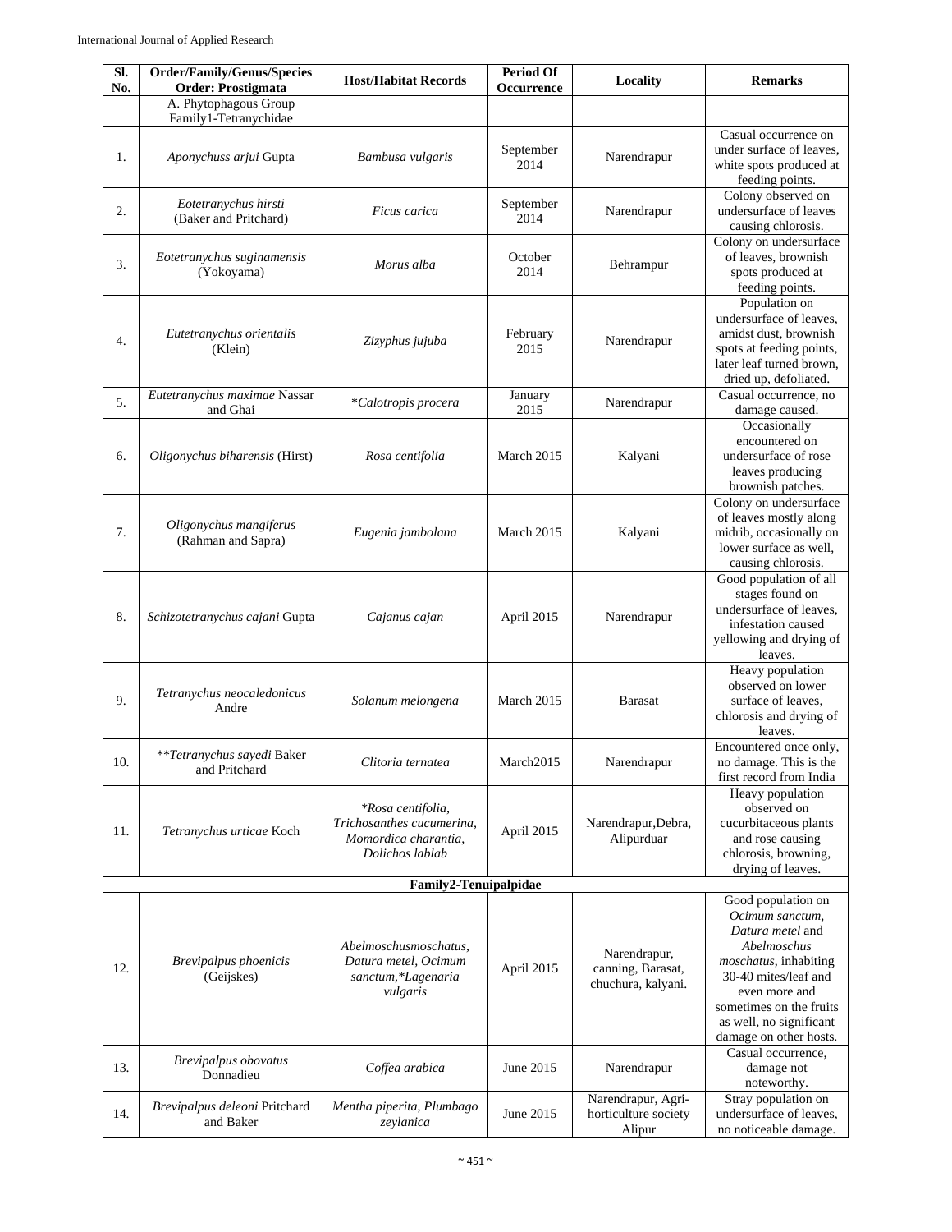| Sl. No. | Order/Family/Genus/Species Order: Prostigmata | Host/Habitat Records | Period Of Occurrence | Locality | Remarks |
|---|---|---|---|---|---|
| | A. Phytophagous Group Family1-Tetranychidae | | | | |
| 1. | *Aponychuss arjui* Gupta | *Bambusa vulgaris* | September 2014 | Narendrapur | Casual occurrence on under surface of leaves, white spots produced at feeding points. |
| 2. | *Eotetranychus hirsti* (Baker and Pritchard) | *Ficus carica* | September 2014 | Narendrapur | Colony observed on undersurface of leaves causing chlorosis. |
| 3. | *Eotetranychus suginamensis* (Yokoyama) | *Morus alba* | October 2014 | Behrampur | Colony on undersurface of leaves, brownish spots produced at feeding points. |
| 4. | *Eutetranychus orientalis* (Klein) | *Zizyphus jujuba* | February 2015 | Narendrapur | Population on undersurface of leaves, amidst dust, brownish spots at feeding points, later leaf turned brown, dried up, defoliated. |
| 5. | *Eutetranychus maximae* Nassar and Ghai | **Calotropis procera* | January 2015 | Narendrapur | Casual occurrence, no damage caused. |
| 6. | *Oligonychus biharensis* (Hirst) | *Rosa centifolia* | March 2015 | Kalyani | Occasionally encountered on undersurface of rose leaves producing brownish patches. |
| 7. | *Oligonychus mangiferus* (Rahman and Sapra) | *Eugenia jambolana* | March 2015 | Kalyani | Colony on undersurface of leaves mostly along midrib, occasionally on lower surface as well, causing chlorosis. |
| 8. | *Schizotetranychus cajani* Gupta | *Cajanus cajan* | April 2015 | Narendrapur | Good population of all stages found on undersurface of leaves, infestation caused yellowing and drying of leaves. |
| 9. | *Tetranychus neocaledonicus* Andre | *Solanum melongena* | March 2015 | Barasat | Heavy population observed on lower surface of leaves, chlorosis and drying of leaves. |
| 10. | ***Tetranychus sayedi* Baker and Pritchard | *Clitoria ternatea* | March2015 | Narendrapur | Encountered once only, no damage. This is the first record from India |
| 11. | *Tetranychus urticae* Koch | **Rosa centifolia, Trichosanthes cucumerina, Momordica charantia, Dolichos lablab* | April 2015 | Narendrapur,Debra, Alipurduar | Heavy population observed on cucurbitaceous plants and rose causing chlorosis, browning, drying of leaves. |
| | **Family2-Tenuipalpidae** | | | | |
| 12. | *Brevipalpus phoenicis* (Geijskes) | *Abelmoschusmoschatus, Datura metel, Ocimum sanctum,*Lagenaria vulgaris* | April 2015 | Narendrapur, canning, Barasat, chuchura, kalyani. | Good population on *Ocimum sanctum, Datura metel* and *Abelmoschus moschatus*, inhabiting 30-40 mites/leaf and even more and sometimes on the fruits as well, no significant damage on other hosts. |
| 13. | *Brevipalpus obovatus* Donnadieu | *Coffea arabica* | June 2015 | Narendrapur | Casual occurrence, damage not noteworthy. |
| 14. | *Brevipalpus deleoni* Pritchard and Baker | *Mentha piperita, Plumbago zeylanica* | June 2015 | Narendrapur, Agri-horticulture society Alipur | Stray population on undersurface of leaves, no noticeable damage. |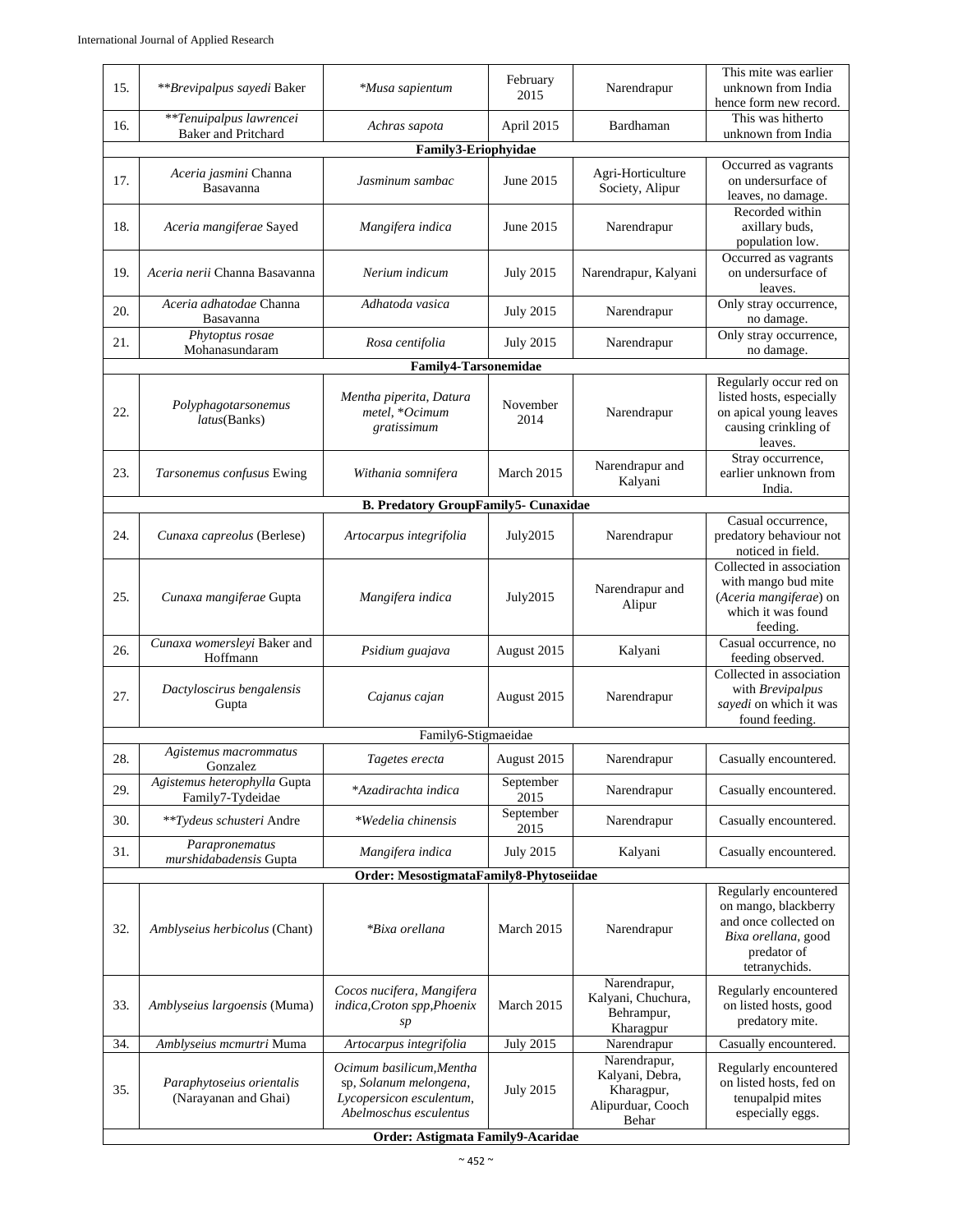| | | | | | |
|---|---|---|---|---|---|
| 15. | ***Brevipalpus sayedi* Baker | **Musa sapientum* | February 2015 | Narendrapur | This mite was earlier unknown from India hence form new record. |
| 16. | ***Tenuipalpus lawrencei* Baker and Pritchard | *Achras sapota* | April 2015 | Bardhaman | This was hitherto unknown from India |
| **Family3-Eriophyidae** | | | | | |
| 17. | *Aceria jasmini* Channa Basavanna | *Jasminum sambac* | June 2015 | Agri-Horticulture Society, Alipur | Occurred as vagrants on undersurface of leaves, no damage. |
| 18. | *Aceria mangiferae* Sayed | *Mangifera indica* | June 2015 | Narendrapur | Recorded within axillary buds, population low. |
| 19. | *Aceria nerii* Channa Basavanna | *Nerium indicum* | July 2015 | Narendrapur, Kalyani | Occurred as vagrants on undersurface of leaves. |
| 20. | *Aceria adhatodae* Channa Basavanna | *Adhatoda vasica* | July 2015 | Narendrapur | Only stray occurrence, no damage. |
| 21. | *Phytoptus rosae* Mohanasundaram | *Rosa centifolia* | July 2015 | Narendrapur | Only stray occurrence, no damage. |
| **Family4-Tarsonemidae** | | | | | |
| 22. | *Polyphagotarsonemus latus*(Banks) | *Mentha piperita, Datura metel*, **Ocimum gratissimum* | November 2014 | Narendrapur | Regularly occur red on listed hosts, especially on apical young leaves causing crinkling of leaves. |
| 23. | *Tarsonemus confusus* Ewing | *Withania somnifera* | March 2015 | Narendrapur and Kalyani | Stray occurrence, earlier unknown from India. |
| **B. Predatory GroupFamily5- Cunaxidae** | | | | | |
| 24. | *Cunaxa capreolus* (Berlese) | *Artocarpus integrifolia* | July2015 | Narendrapur | Casual occurrence, predatory behaviour not noticed in field. |
| 25. | *Cunaxa mangiferae* Gupta | *Mangifera indica* | July2015 | Narendrapur and Alipur | Collected in association with mango bud mite (*Aceria mangiferae*) on which it was found feeding. |
| 26. | *Cunaxa womersleyi* Baker and Hoffmann | *Psidium guajava* | August 2015 | Kalyani | Casual occurrence, no feeding observed. |
| 27. | *Dactyloscirus bengalensis* Gupta | *Cajanus cajan* | August 2015 | Narendrapur | Collected in association with *Brevipalpus sayedi* on which it was found feeding. |
| Family6-Stigmaeidae | | | | | |
| 28. | *Agistemus macrommatus* Gonzalez | *Tagetes erecta* | August 2015 | Narendrapur | Casually encountered. |
| 29. | *Agistemus heterophylla* Gupta Family7-Tydeidae | **Azadirachta indica* | September 2015 | Narendrapur | Casually encountered. |
| 30. | ***Tydeus schusteri* Andre | **Wedelia chinensis* | September 2015 | Narendrapur | Casually encountered. |
| 31. | *Parapronematus murshidabadensis* Gupta | *Mangifera indica* | July 2015 | Kalyani | Casually encountered. |
| **Order: MesostigmataFamily8-Phytoseiidae** | | | | | |
| 32. | *Amblyseius herbicolus* (Chant) | **Bixa orellana* | March 2015 | Narendrapur | Regularly encountered on mango, blackberry and once collected on *Bixa orellana*, good predator of tetranychids. |
| 33. | *Amblyseius largoensis* (Muma) | *Cocos nucifera, Mangifera indica,Croton spp,Phoenix sp* | March 2015 | Narendrapur, Kalyani, Chuchura, Behrampur, Kharagpur | Regularly encountered on listed hosts, good predatory mite. |
| 34. | *Amblyseius mcmurtri* Muma | *Artocarpus integrifolia* | July 2015 | Narendrapur | Casually encountered. |
| 35. | *Paraphytoseius orientalis* (Narayanan and Ghai) | *Ocimum basilicum,Mentha* sp, *Solanum melongena, Lycopersicon esculentum, Abelmoschus esculentus* | July 2015 | Narendrapur, Kalyani, Debra, Kharagpur, Alipurduar, Cooch Behar | Regularly encountered on listed hosts, fed on tenupalpid mites especially eggs. |
| **Order: Astigmata Family9-Acaridae** | | | | | |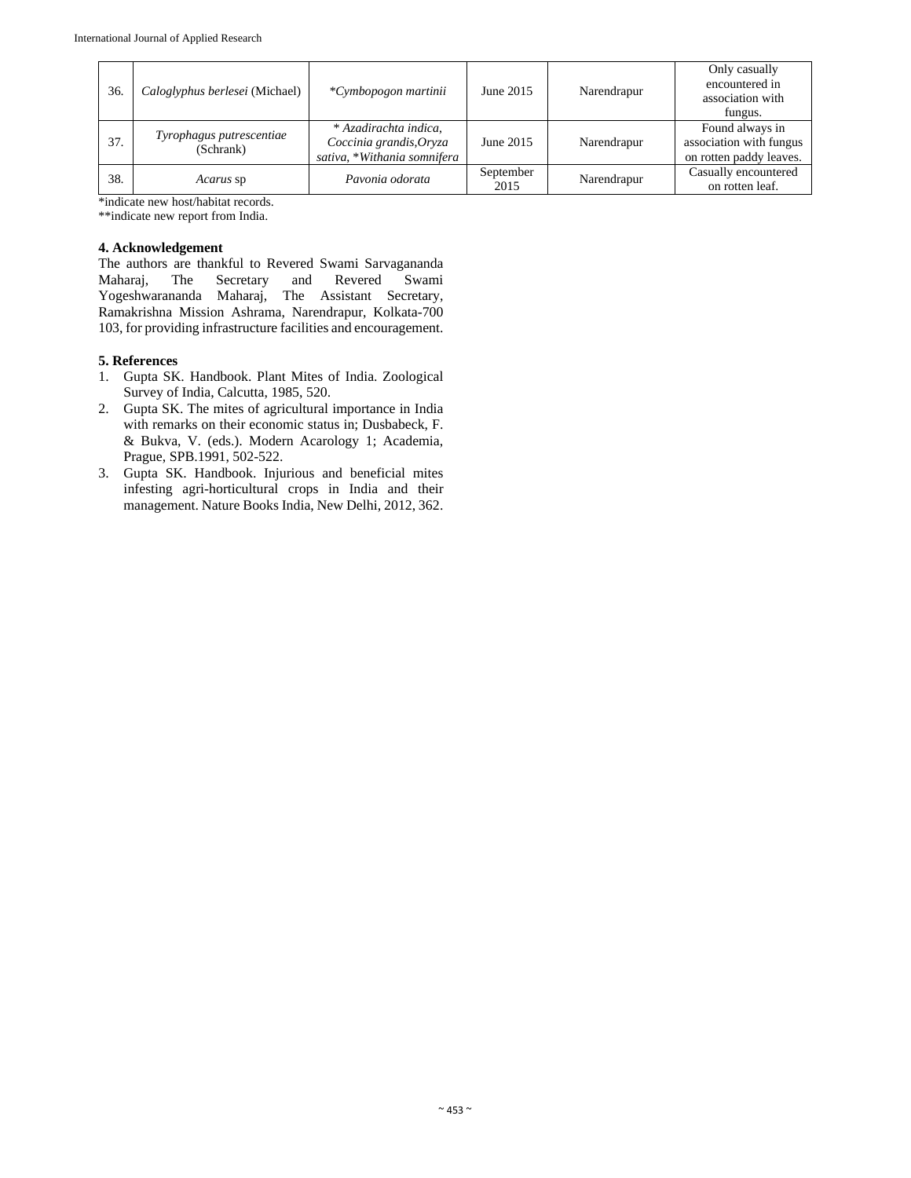| | | | | | |
|---|---|---|---|---|---|
| 36. | *Caloglyphus berlesei* (Michael) | **Cymbopogon martinii* | June 2015 | Narendrapur | Only casually encountered in association with fungus. |
| 37. | *Tyrophagus putrescentiae* (Schrank) | * *Azadirachta indica, Coccinia grandis,Oryza sativa,* **Withania somnifera* | June 2015 | Narendrapur | Found always in association with fungus on rotten paddy leaves. |
| 38. | *Acarus* sp | *Pavonia odorata* | September 2015 | Narendrapur | Casually encountered on rotten leaf. |

*indicate new host/habitat records.
**indicate new report from India.

## 4. Acknowledgement

The authors are thankful to Revered Swami Sarvagananda Maharaj, The Secretary and Revered Swami Yogeshwarananda Maharaj, The Assistant Secretary, Ramakrishna Mission Ashrama, Narendrapur, Kolkata-700 103, for providing infrastructure facilities and encouragement.

## 5. References

1. Gupta SK. Handbook. Plant Mites of India. Zoological Survey of India, Calcutta, 1985, 520.
2. Gupta SK. The mites of agricultural importance in India with remarks on their economic status in; Dusbabeck, F. & Bukva, V. (eds.). Modern Acarology 1; Academia, Prague, SPB.1991, 502-522.
3. Gupta SK. Handbook. Injurious and beneficial mites infesting agri-horticultural crops in India and their management. Nature Books India, New Delhi, 2012, 362.